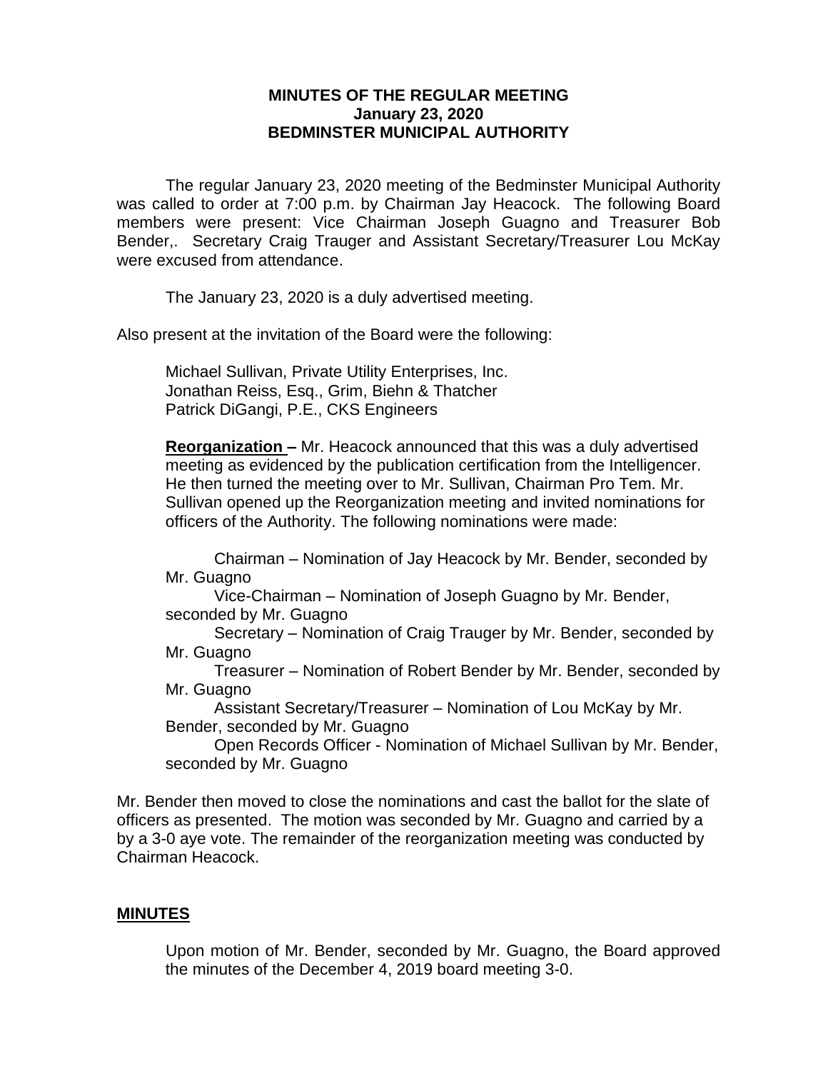**MINUTES OF THE REGULAR MEETING**
**January 23, 2020**
**BEDMINSTER MUNICIPAL AUTHORITY**

The regular January 23, 2020 meeting of the Bedminster Municipal Authority was called to order at 7:00 p.m. by Chairman Jay Heacock. The following Board members were present: Vice Chairman Joseph Guagno and Treasurer Bob Bender,. Secretary Craig Trauger and Assistant Secretary/Treasurer Lou McKay were excused from attendance.

The January 23, 2020 is a duly advertised meeting.

Also present at the invitation of the Board were the following:

Michael Sullivan, Private Utility Enterprises, Inc.
Jonathan Reiss, Esq., Grim, Biehn & Thatcher
Patrick DiGangi, P.E., CKS Engineers

**Reorganization –** Mr. Heacock announced that this was a duly advertised meeting as evidenced by the publication certification from the Intelligencer. He then turned the meeting over to Mr. Sullivan, Chairman Pro Tem. Mr. Sullivan opened up the Reorganization meeting and invited nominations for officers of the Authority. The following nominations were made:

Chairman – Nomination of Jay Heacock by Mr. Bender, seconded by Mr. Guagno
Vice-Chairman – Nomination of Joseph Guagno by Mr. Bender, seconded by Mr. Guagno
Secretary – Nomination of Craig Trauger by Mr. Bender, seconded by Mr. Guagno
Treasurer – Nomination of Robert Bender by Mr. Bender, seconded by Mr. Guagno
Assistant Secretary/Treasurer – Nomination of Lou McKay by Mr. Bender, seconded by Mr. Guagno
Open Records Officer - Nomination of Michael Sullivan by Mr. Bender, seconded by Mr. Guagno

Mr. Bender then moved to close the nominations and cast the ballot for the slate of officers as presented. The motion was seconded by Mr. Guagno and carried by a by a 3-0 aye vote. The remainder of the reorganization meeting was conducted by Chairman Heacock.

**MINUTES**

Upon motion of Mr. Bender, seconded by Mr. Guagno, the Board approved the minutes of the December 4, 2019 board meeting 3-0.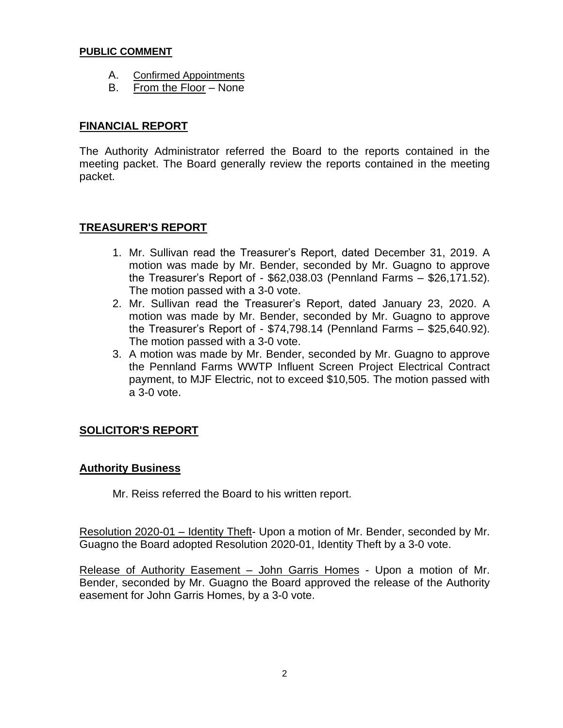## PUBLIC COMMENT

A. Confirmed Appointments
B. From the Floor – None

## FINANCIAL REPORT

The Authority Administrator referred the Board to the reports contained in the meeting packet. The Board generally review the reports contained in the meeting packet.

## TREASURER'S REPORT

1. Mr. Sullivan read the Treasurer's Report, dated December 31, 2019. A motion was made by Mr. Bender, seconded by Mr. Guagno to approve the Treasurer's Report of - $62,038.03 (Pennland Farms – $26,171.52). The motion passed with a 3-0 vote.
2. Mr. Sullivan read the Treasurer's Report, dated January 23, 2020. A motion was made by Mr. Bender, seconded by Mr. Guagno to approve the Treasurer's Report of - $74,798.14 (Pennland Farms – $25,640.92). The motion passed with a 3-0 vote.
3. A motion was made by Mr. Bender, seconded by Mr. Guagno to approve the Pennland Farms WWTP Influent Screen Project Electrical Contract payment, to MJF Electric, not to exceed $10,505. The motion passed with a 3-0 vote.

## SOLICITOR'S REPORT

## Authority Business

Mr. Reiss referred the Board to his written report.

Resolution 2020-01 – Identity Theft- Upon a motion of Mr. Bender, seconded by Mr. Guagno the Board adopted Resolution 2020-01, Identity Theft by a 3-0 vote.

Release of Authority Easement – John Garris Homes - Upon a motion of Mr. Bender, seconded by Mr. Guagno the Board approved the release of the Authority easement for John Garris Homes, by a 3-0 vote.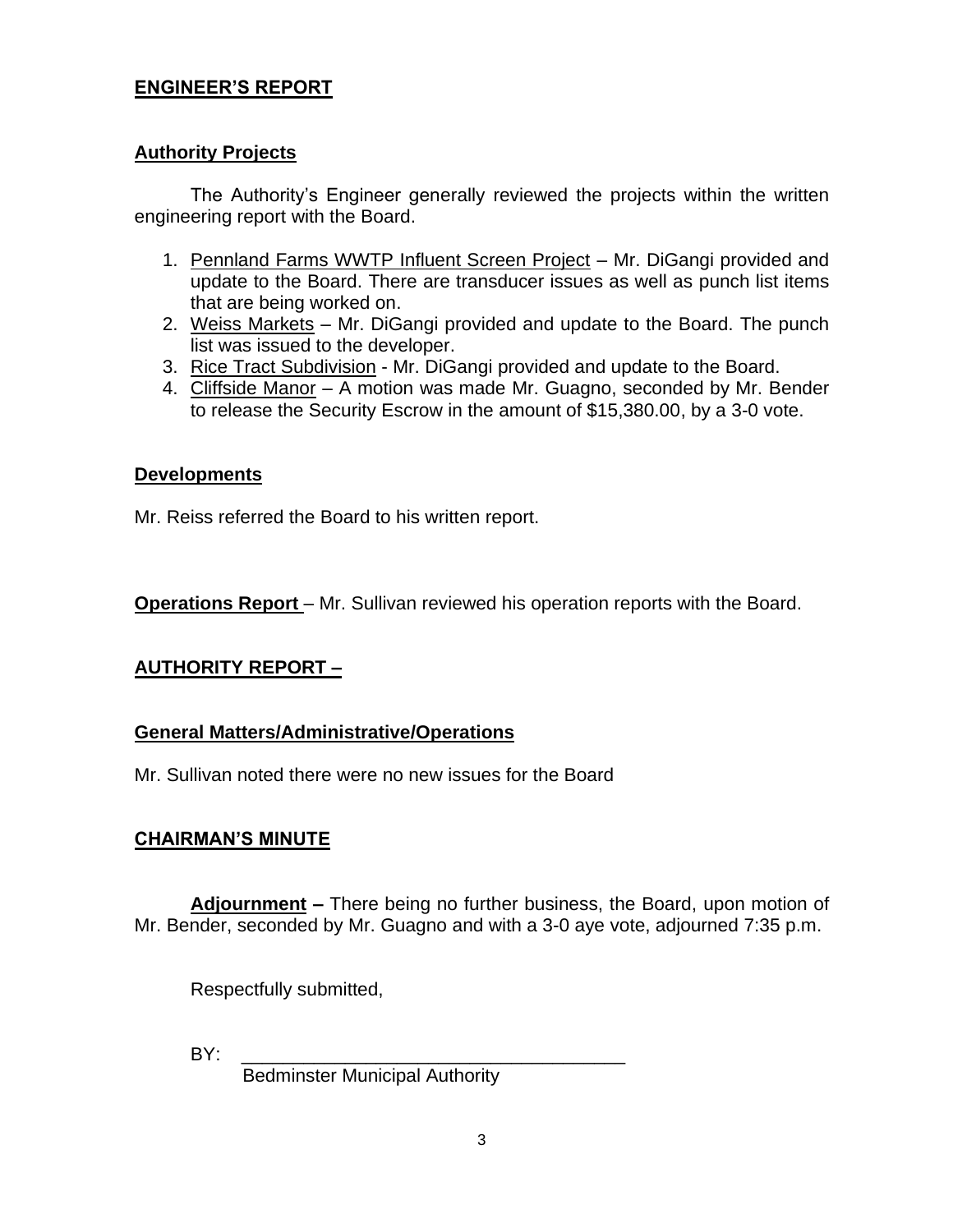## ENGINEER'S REPORT

### Authority Projects

The Authority's Engineer generally reviewed the projects within the written engineering report with the Board.

1. Pennland Farms WWTP Influent Screen Project – Mr. DiGangi provided and update to the Board. There are transducer issues as well as punch list items that are being worked on.
2. Weiss Markets – Mr. DiGangi provided and update to the Board. The punch list was issued to the developer.
3. Rice Tract Subdivision - Mr. DiGangi provided and update to the Board.
4. Cliffside Manor – A motion was made Mr. Guagno, seconded by Mr. Bender to release the Security Escrow in the amount of $15,380.00, by a 3-0 vote.

### Developments

Mr. Reiss referred the Board to his written report.

**Operations Report** – Mr. Sullivan reviewed his operation reports with the Board.

## AUTHORITY REPORT –

### General Matters/Administrative/Operations

Mr. Sullivan noted there were no new issues for the Board

## CHAIRMAN'S MINUTE

**Adjournment –** There being no further business, the Board, upon motion of Mr. Bender, seconded by Mr. Guagno and with a 3-0 aye vote, adjourned 7:35 p.m.

Respectfully submitted,

BY: ______________________________________
Bedminster Municipal Authority